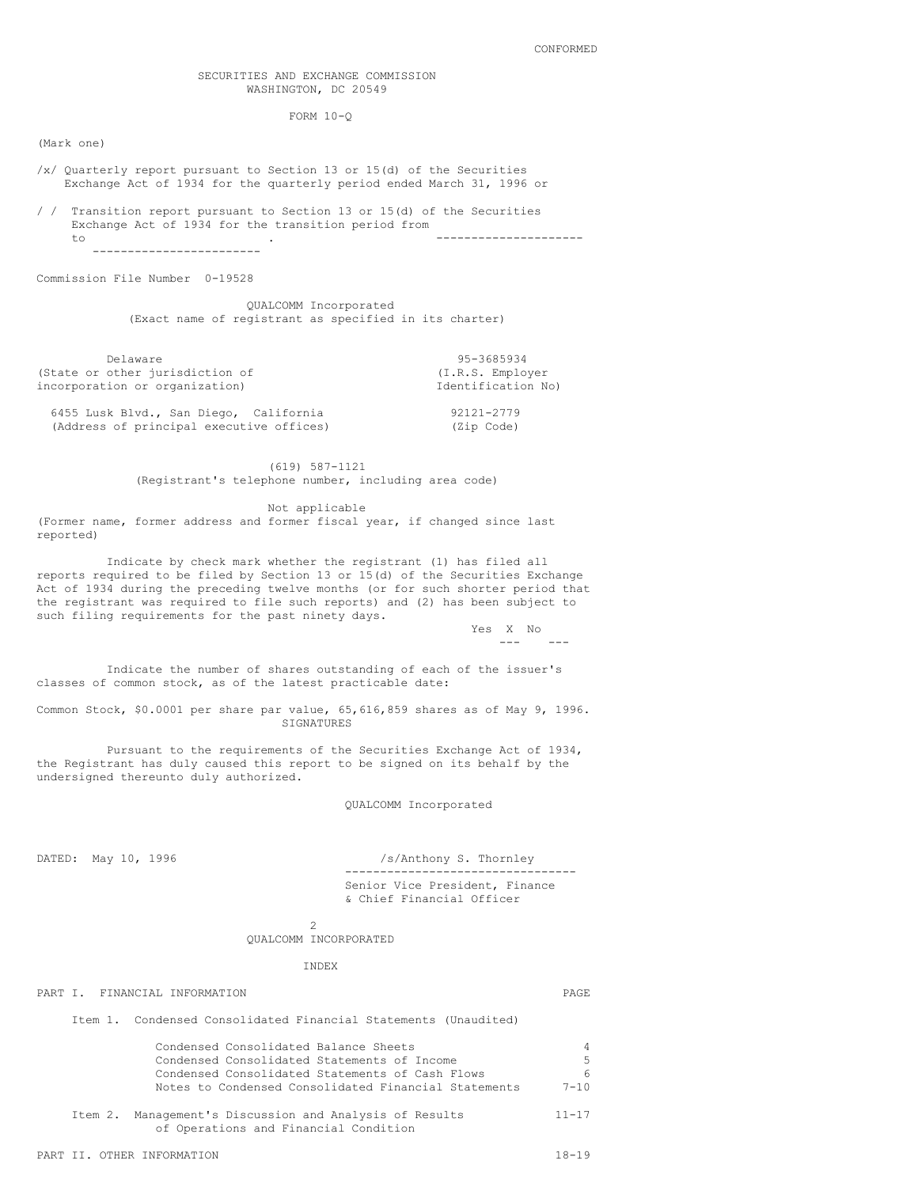CONFORMED

SECURITIES AND EXCHANGE COMMISSION
WASHINGTON, DC 20549

FORM 10-Q

(Mark one)

/x/ Quarterly report pursuant to Section 13 or 15(d) of the Securities Exchange Act of 1934 for the quarterly period ended March 31, 1996 or

/ / Transition report pursuant to Section 13 or 15(d) of the Securities Exchange Act of 1934 for the transition period from \_\_\_\_\_\_\_\_\_\_\_\_\_\_\_\_\_\_\_\_ to \_\_\_\_\_\_\_\_\_\_\_\_\_\_\_\_\_\_\_\_.

Commission File Number 0-19528

QUALCOMM Incorporated
(Exact name of registrant as specified in its charter)

| | |
|---|---|
| Delaware | 95-3685934 |
| (State or other jurisdiction of incorporation or organization) | (I.R.S. Employer Identification No) |
| 6455 Lusk Blvd., San Diego, California | 92121-2779 |
| (Address of principal executive offices) | (Zip Code) |

(619) 587-1121
(Registrant's telephone number, including area code)

Not applicable
(Former name, former address and former fiscal year, if changed since last reported)

Indicate by check mark whether the registrant (1) has filed all reports required to be filed by Section 13 or 15(d) of the Securities Exchange Act of 1934 during the preceding twelve months (or for such shorter period that the registrant was required to file such reports) and (2) has been subject to such filing requirements for the past ninety days.

Yes X No \_\_\_

Indicate the number of shares outstanding of each of the issuer's classes of common stock, as of the latest practicable date:

Common Stock, $0.0001 per share par value, 65,616,859 shares as of May 9, 1996.

SIGNATURES

Pursuant to the requirements of the Securities Exchange Act of 1934, the Registrant has duly caused this report to be signed on its behalf by the undersigned thereunto duly authorized.

QUALCOMM Incorporated

DATED: May 10, 1996

/s/Anthony S. Thornley
Senior Vice President, Finance & Chief Financial Officer

QUALCOMM INCORPORATED

INDEX

| | PAGE |
|---|---|
| PART I. FINANCIAL INFORMATION | |
| Item 1. Condensed Consolidated Financial Statements (Unaudited) | |
| Condensed Consolidated Balance Sheets | 4 |
| Condensed Consolidated Statements of Income | 5 |
| Condensed Consolidated Statements of Cash Flows | 6 |
| Notes to Condensed Consolidated Financial Statements | 7-10 |
| Item 2. Management's Discussion and Analysis of Results of Operations and Financial Condition | 11-17 |
| PART II. OTHER INFORMATION | 18-19 |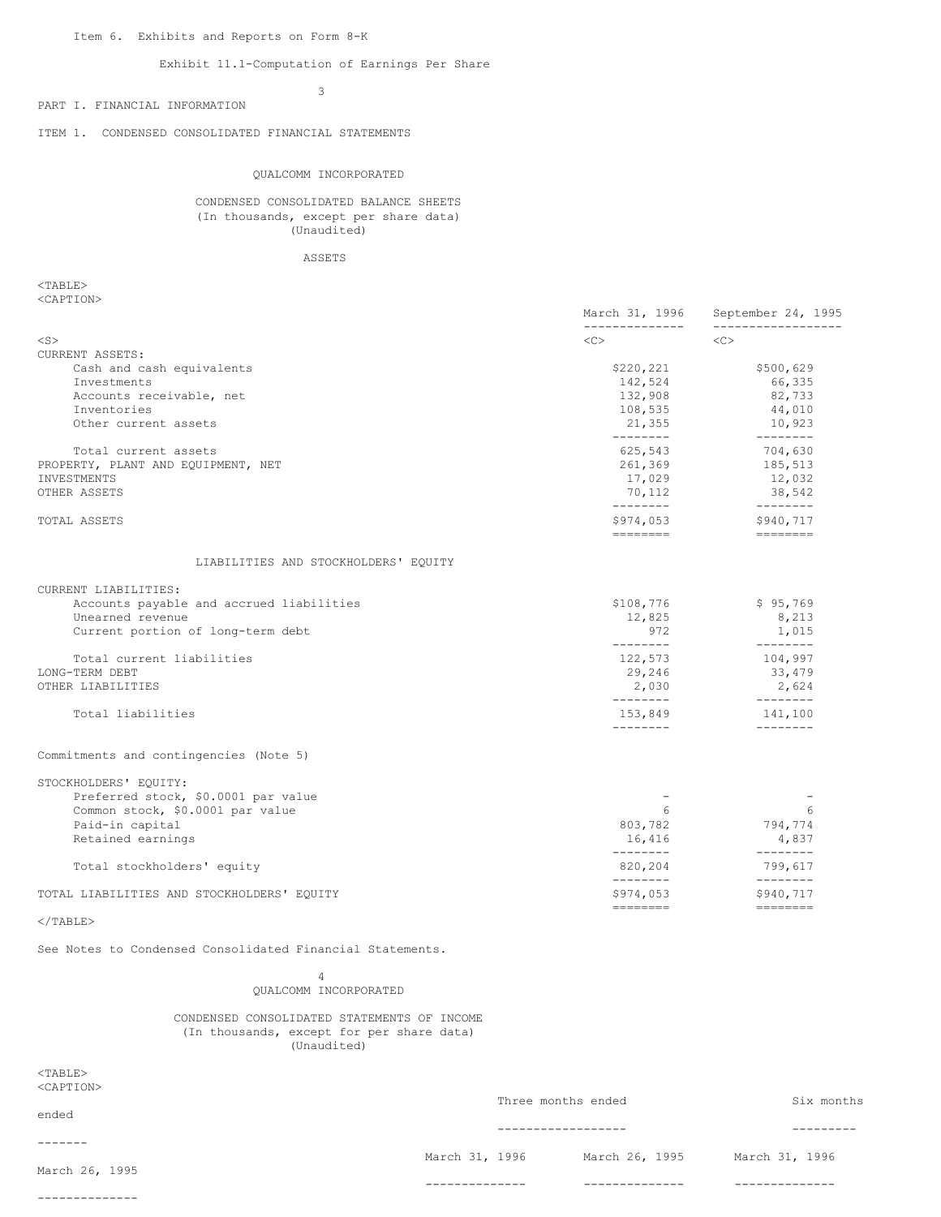Item 6. Exhibits and Reports on Form 8-K

Exhibit 11.1-Computation of Earnings Per Share

PART I. FINANCIAL INFORMATION

ITEM 1. CONDENSED CONSOLIDATED FINANCIAL STATEMENTS

QUALCOMM INCORPORATED

CONDENSED CONSOLIDATED BALANCE SHEETS
(In thousands, except per share data)
(Unaudited)

ASSETS

| | March 31, 1996 | September 24, 1995 |
|---|---|---|
| CURRENT ASSETS: | | |
| Cash and cash equivalents | $220,221 | $500,629 |
| Investments | 142,524 | 66,335 |
| Accounts receivable, net | 132,908 | 82,733 |
| Inventories | 108,535 | 44,010 |
| Other current assets | 21,355 | 10,923 |
| Total current assets | 625,543 | 704,630 |
| PROPERTY, PLANT AND EQUIPMENT, NET | 261,369 | 185,513 |
| INVESTMENTS | 17,029 | 12,032 |
| OTHER ASSETS | 70,112 | 38,542 |
| TOTAL ASSETS | $974,053 | $940,717 |

LIABILITIES AND STOCKHOLDERS' EQUITY

| | March 31, 1996 | September 24, 1995 |
|---|---|---|
| CURRENT LIABILITIES: | | |
| Accounts payable and accrued liabilities | $108,776 | $ 95,769 |
| Unearned revenue | 12,825 | 8,213 |
| Current portion of long-term debt | 972 | 1,015 |
| Total current liabilities | 122,573 | 104,997 |
| LONG-TERM DEBT | 29,246 | 33,479 |
| OTHER LIABILITIES | 2,030 | 2,624 |
| Total liabilities | 153,849 | 141,100 |
| Commitments and contingencies (Note 5) | | |
| STOCKHOLDERS' EQUITY: | | |
| Preferred stock, $0.0001 par value | - | - |
| Common stock, $0.0001 par value | 6 | 6 |
| Paid-in capital | 803,782 | 794,774 |
| Retained earnings | 16,416 | 4,837 |
| Total stockholders' equity | 820,204 | 799,617 |
| TOTAL LIABILITIES AND STOCKHOLDERS' EQUITY | $974,053 | $940,717 |

See Notes to Condensed Consolidated Financial Statements.

QUALCOMM INCORPORATED

CONDENSED CONSOLIDATED STATEMENTS OF INCOME
(In thousands, except for per share data)
(Unaudited)

| | Three months ended | | Six months ended | |
|---|---|---|---|---|
| | March 31, 1996 | March 26, 1995 | March 31, 1996 | March 26, 1995 |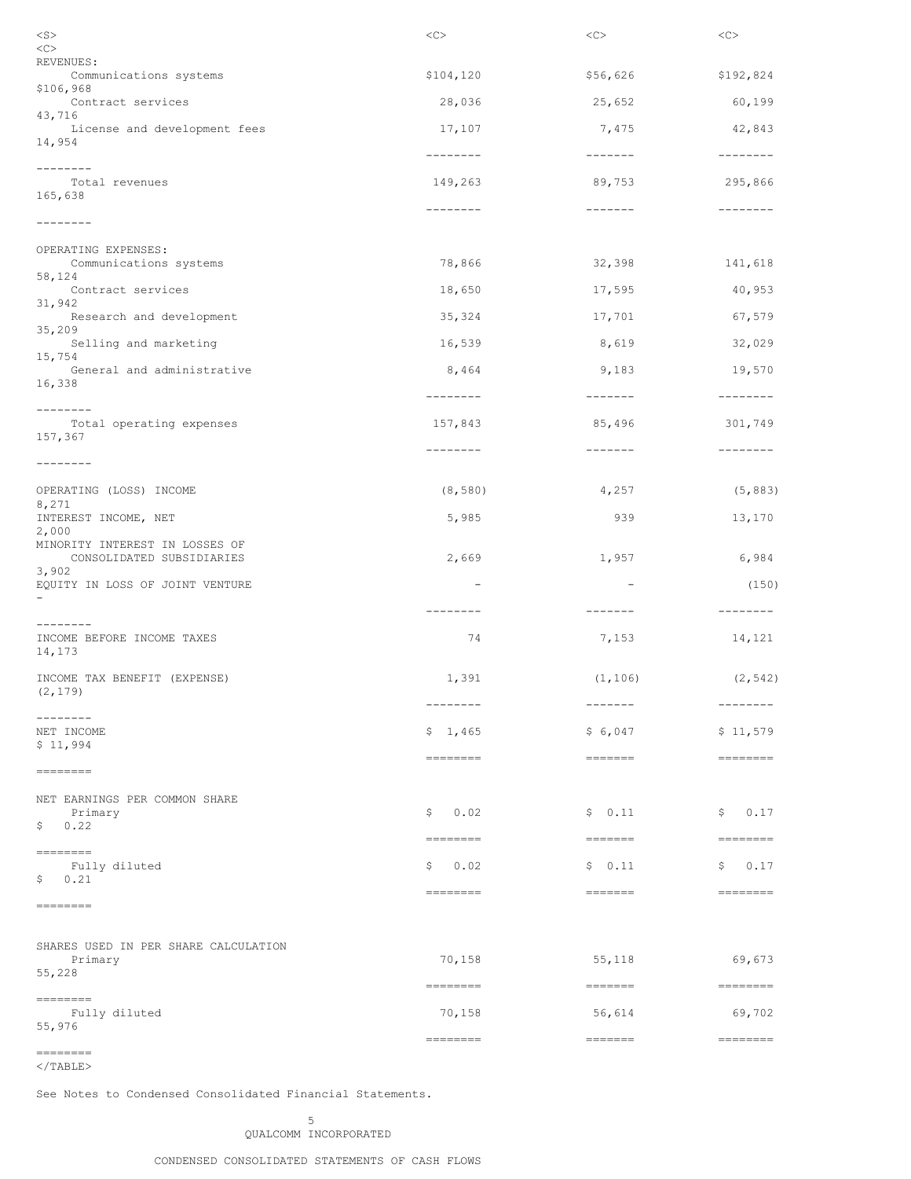| | | | | |
|---|---|---|---|---|
| REVENUES: | | | | |
| Communications systems | $104,120 | $56,626 | $192,824 | $106,968 |
| Contract services | 28,036 | 25,652 | 60,199 | 43,716 |
| License and development fees | 17,107 | 7,475 | 42,843 | 14,954 |
| Total revenues | 149,263 | 89,753 | 295,866 | 165,638 |
| OPERATING EXPENSES: | | | | |
| Communications systems | 78,866 | 32,398 | 141,618 | 58,124 |
| Contract services | 18,650 | 17,595 | 40,953 | 31,942 |
| Research and development | 35,324 | 17,701 | 67,579 | 35,209 |
| Selling and marketing | 16,539 | 8,619 | 32,029 | 15,754 |
| General and administrative | 8,464 | 9,183 | 19,570 | 16,338 |
| Total operating expenses | 157,843 | 85,496 | 301,749 | 157,367 |
| OPERATING (LOSS) INCOME | (8,580) | 4,257 | (5,883) | 8,271 |
| INTEREST INCOME, NET | 5,985 | 939 | 13,170 | 2,000 |
| MINORITY INTEREST IN LOSSES OF CONSOLIDATED SUBSIDIARIES | 2,669 | 1,957 | 6,984 | 3,902 |
| EQUITY IN LOSS OF JOINT VENTURE | - | - | (150) | - |
| INCOME BEFORE INCOME TAXES | 74 | 7,153 | 14,121 | 14,173 |
| INCOME TAX BENEFIT (EXPENSE) | 1,391 | (1,106) | (2,542) | (2,179) |
| NET INCOME | $ 1,465 | $ 6,047 | $ 11,579 | $ 11,994 |
| NET EARNINGS PER COMMON SHARE | | | | |
| Primary | $ 0.02 | $ 0.11 | $ 0.17 | $ 0.22 |
| Fully diluted | $ 0.02 | $ 0.11 | $ 0.17 | $ 0.21 |
| SHARES USED IN PER SHARE CALCULATION | | | | |
| Primary | 70,158 | 55,118 | 69,673 | 55,228 |
| Fully diluted | 70,158 | 56,614 | 69,702 | 55,976 |

See Notes to Condensed Consolidated Financial Statements.

QUALCOMM INCORPORATED

CONDENSED CONSOLIDATED STATEMENTS OF CASH FLOWS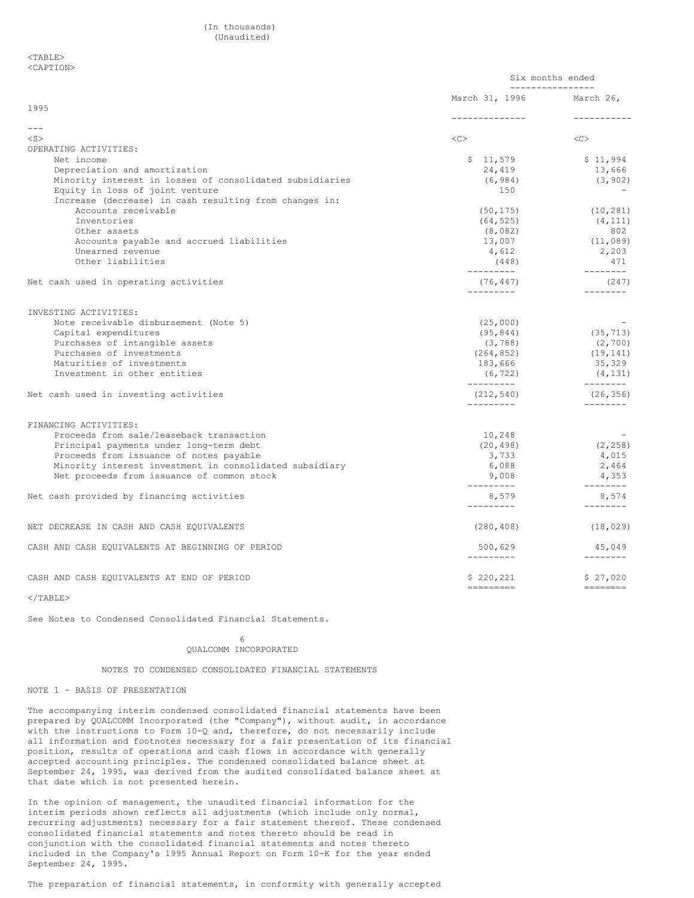(In thousands)
(Unaudited)

| | Six months ended | |
|---|---|---|
| | March 31, 1996 | March 26, 1995 |
| OPERATING ACTIVITIES: | | |
| Net income | $ 11,579 | $ 11,994 |
| Depreciation and amortization | 24,419 | 13,666 |
| Minority interest in losses of consolidated subsidiaries | (6,984) | (3,902) |
| Equity in loss of joint venture | 150 | - |
| Increase (decrease) in cash resulting from changes in: | | |
| Accounts receivable | (50,175) | (10,281) |
| Inventories | (64,525) | (4,111) |
| Other assets | (8,082) | 802 |
| Accounts payable and accrued liabilities | 13,007 | (11,089) |
| Unearned revenue | 4,612 | 2,203 |
| Other liabilities | (448) | 471 |
| Net cash used in operating activities | (76,447) | (247) |
| INVESTING ACTIVITIES: | | |
| Note receivable disbursement (Note 5) | (25,000) | - |
| Capital expenditures | (95,844) | (35,713) |
| Purchases of intangible assets | (3,788) | (2,700) |
| Purchases of investments | (264,852) | (19,141) |
| Maturities of investments | 183,666 | 35,329 |
| Investment in other entities | (6,722) | (4,131) |
| Net cash used in investing activities | (212,540) | (26,356) |
| FINANCING ACTIVITIES: | | |
| Proceeds from sale/leaseback transaction | 10,248 | - |
| Principal payments under long-term debt | (20,498) | (2,258) |
| Proceeds from issuance of notes payable | 3,733 | 4,015 |
| Minority interest investment in consolidated subsidiary | 6,088 | 2,464 |
| Net proceeds from issuance of common stock | 9,008 | 4,353 |
| Net cash provided by financing activities | 8,579 | 8,574 |
| NET DECREASE IN CASH AND CASH EQUIVALENTS | (280,408) | (18,029) |
| CASH AND CASH EQUIVALENTS AT BEGINNING OF PERIOD | 500,629 | 45,049 |
| CASH AND CASH EQUIVALENTS AT END OF PERIOD | $ 220,221 | $ 27,020 |

See Notes to Condensed Consolidated Financial Statements.

QUALCOMM INCORPORATED

## NOTES TO CONDENSED CONSOLIDATED FINANCIAL STATEMENTS

### NOTE 1 - BASIS OF PRESENTATION

The accompanying interim condensed consolidated financial statements have been prepared by QUALCOMM Incorporated (the "Company"), without audit, in accordance with the instructions to Form 10-Q and, therefore, do not necessarily include all information and footnotes necessary for a fair presentation of its financial position, results of operations and cash flows in accordance with generally accepted accounting principles. The condensed consolidated balance sheet at September 24, 1995, was derived from the audited consolidated balance sheet at that date which is not presented herein.

In the opinion of management, the unaudited financial information for the interim periods shown reflects all adjustments (which include only normal, recurring adjustments) necessary for a fair statement thereof. These condensed consolidated financial statements and notes thereto should be read in conjunction with the consolidated financial statements and notes thereto included in the Company's 1995 Annual Report on Form 10-K for the year ended September 24, 1995.

The preparation of financial statements, in conformity with generally accepted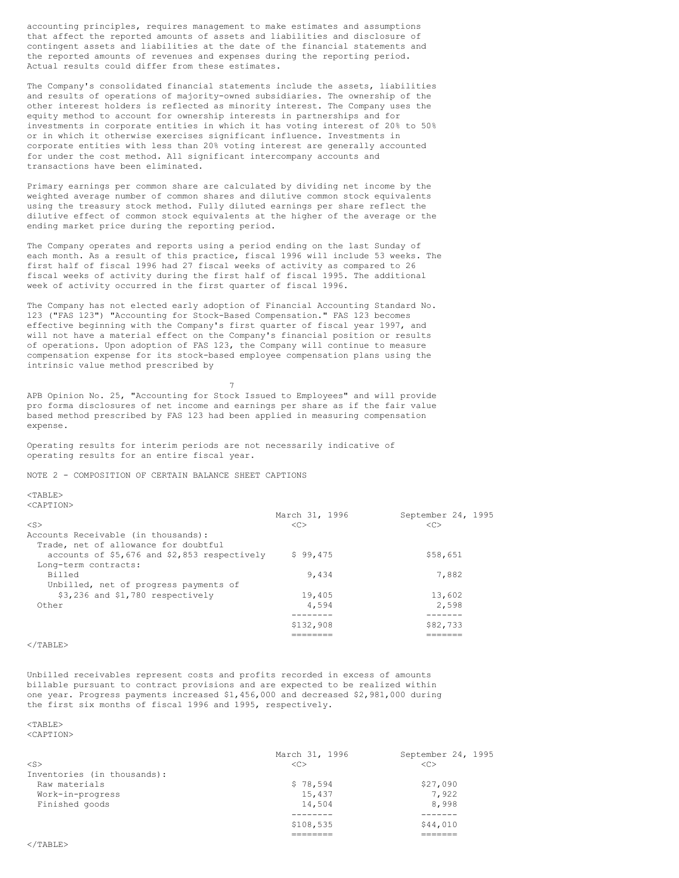accounting principles, requires management to make estimates and assumptions that affect the reported amounts of assets and liabilities and disclosure of contingent assets and liabilities at the date of the financial statements and the reported amounts of revenues and expenses during the reporting period. Actual results could differ from these estimates.

The Company's consolidated financial statements include the assets, liabilities and results of operations of majority-owned subsidiaries. The ownership of the other interest holders is reflected as minority interest. The Company uses the equity method to account for ownership interests in partnerships and for investments in corporate entities in which it has voting interest of 20% to 50% or in which it otherwise exercises significant influence. Investments in corporate entities with less than 20% voting interest are generally accounted for under the cost method. All significant intercompany accounts and transactions have been eliminated.

Primary earnings per common share are calculated by dividing net income by the weighted average number of common shares and dilutive common stock equivalents using the treasury stock method. Fully diluted earnings per share reflect the dilutive effect of common stock equivalents at the higher of the average or the ending market price during the reporting period.

The Company operates and reports using a period ending on the last Sunday of each month. As a result of this practice, fiscal 1996 will include 53 weeks. The first half of fiscal 1996 had 27 fiscal weeks of activity as compared to 26 fiscal weeks of activity during the first half of fiscal 1995. The additional week of activity occurred in the first quarter of fiscal 1996.

The Company has not elected early adoption of Financial Accounting Standard No. 123 ("FAS 123") "Accounting for Stock-Based Compensation." FAS 123 becomes effective beginning with the Company's first quarter of fiscal year 1997, and will not have a material effect on the Company's financial position or results of operations. Upon adoption of FAS 123, the Company will continue to measure compensation expense for its stock-based employee compensation plans using the intrinsic value method prescribed by APB Opinion No. 25, "Accounting for Stock Issued to Employees" and will provide pro forma disclosures of net income and earnings per share as if the fair value based method prescribed by FAS 123 had been applied in measuring compensation expense.

Operating results for interim periods are not necessarily indicative of operating results for an entire fiscal year.

NOTE 2 - COMPOSITION OF CERTAIN BALANCE SHEET CAPTIONS

| | March 31, 1996 | September 24, 1995 |
|---|---|---|
| Accounts Receivable (in thousands): | | |
| Trade, net of allowance for doubtful accounts of $5,676 and $2,853 respectively | $ 99,475 | $58,651 |
| Long-term contracts: | | |
| Billed | 9,434 | 7,882 |
| Unbilled, net of progress payments of $3,236 and $1,780 respectively | 19,405 | 13,602 |
| Other | 4,594 | 2,598 |
| | $132,908 | $82,733 |

Unbilled receivables represent costs and profits recorded in excess of amounts billable pursuant to contract provisions and are expected to be realized within one year. Progress payments increased $1,456,000 and decreased $2,981,000 during the first six months of fiscal 1996 and 1995, respectively.

| | March 31, 1996 | September 24, 1995 |
|---|---|---|
| Inventories (in thousands): | | |
| Raw materials | $ 78,594 | $27,090 |
| Work-in-progress | 15,437 | 7,922 |
| Finished goods | 14,504 | 8,998 |
| | $108,535 | $44,010 |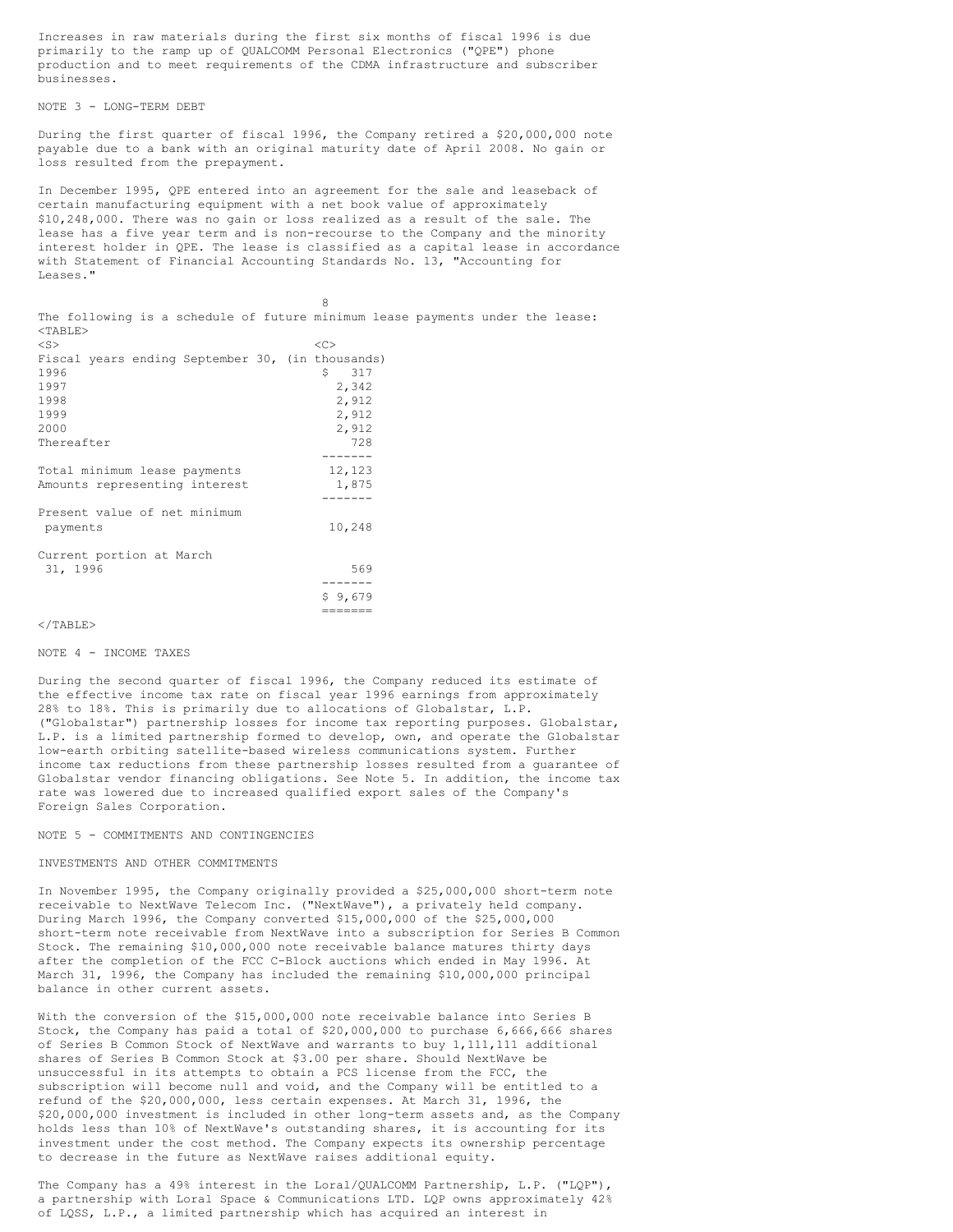Increases in raw materials during the first six months of fiscal 1996 is due primarily to the ramp up of QUALCOMM Personal Electronics ("QPE") phone production and to meet requirements of the CDMA infrastructure and subscriber businesses.

NOTE 3 - LONG-TERM DEBT

During the first quarter of fiscal 1996, the Company retired a $20,000,000 note payable due to a bank with an original maturity date of April 2008. No gain or loss resulted from the prepayment.

In December 1995, QPE entered into an agreement for the sale and leaseback of certain manufacturing equipment with a net book value of approximately $10,248,000. There was no gain or loss realized as a result of the sale. The lease has a five year term and is non-recourse to the Company and the minority interest holder in QPE. The lease is classified as a capital lease in accordance with Statement of Financial Accounting Standards No. 13, "Accounting for Leases."

The following is a schedule of future minimum lease payments under the lease:

| Fiscal years ending September 30, | (in thousands) |
|---|---|
| 1996 | $ 317 |
| 1997 | 2,342 |
| 1998 | 2,912 |
| 1999 | 2,912 |
| 2000 | 2,912 |
| Thereafter | 728 |
| Total minimum lease payments | 12,123 |
| Amounts representing interest | 1,875 |
| Present value of net minimum payments | 10,248 |
| Current portion at March 31, 1996 | 569 |
| | $ 9,679 |

NOTE 4 - INCOME TAXES

During the second quarter of fiscal 1996, the Company reduced its estimate of the effective income tax rate on fiscal year 1996 earnings from approximately 28% to 18%. This is primarily due to allocations of Globalstar, L.P. ("Globalstar") partnership losses for income tax reporting purposes. Globalstar, L.P. is a limited partnership formed to develop, own, and operate the Globalstar low-earth orbiting satellite-based wireless communications system. Further income tax reductions from these partnership losses resulted from a guarantee of Globalstar vendor financing obligations. See Note 5. In addition, the income tax rate was lowered due to increased qualified export sales of the Company's Foreign Sales Corporation.

NOTE 5 - COMMITMENTS AND CONTINGENCIES

INVESTMENTS AND OTHER COMMITMENTS

In November 1995, the Company originally provided a $25,000,000 short-term note receivable to NextWave Telecom Inc. ("NextWave"), a privately held company. During March 1996, the Company converted $15,000,000 of the $25,000,000 short-term note receivable from NextWave into a subscription for Series B Common Stock. The remaining $10,000,000 note receivable balance matures thirty days after the completion of the FCC C-Block auctions which ended in May 1996. At March 31, 1996, the Company has included the remaining $10,000,000 principal balance in other current assets.

With the conversion of the $15,000,000 note receivable balance into Series B Stock, the Company has paid a total of $20,000,000 to purchase 6,666,666 shares of Series B Common Stock of NextWave and warrants to buy 1,111,111 additional shares of Series B Common Stock at $3.00 per share. Should NextWave be unsuccessful in its attempts to obtain a PCS license from the FCC, the subscription will become null and void, and the Company will be entitled to a refund of the $20,000,000, less certain expenses. At March 31, 1996, the $20,000,000 investment is included in other long-term assets and, as the Company holds less than 10% of NextWave's outstanding shares, it is accounting for its investment under the cost method. The Company expects its ownership percentage to decrease in the future as NextWave raises additional equity.

The Company has a 49% interest in the Loral/QUALCOMM Partnership, L.P. ("LQP"), a partnership with Loral Space & Communications LTD. LQP owns approximately 42% of LQSS, L.P., a limited partnership which has acquired an interest in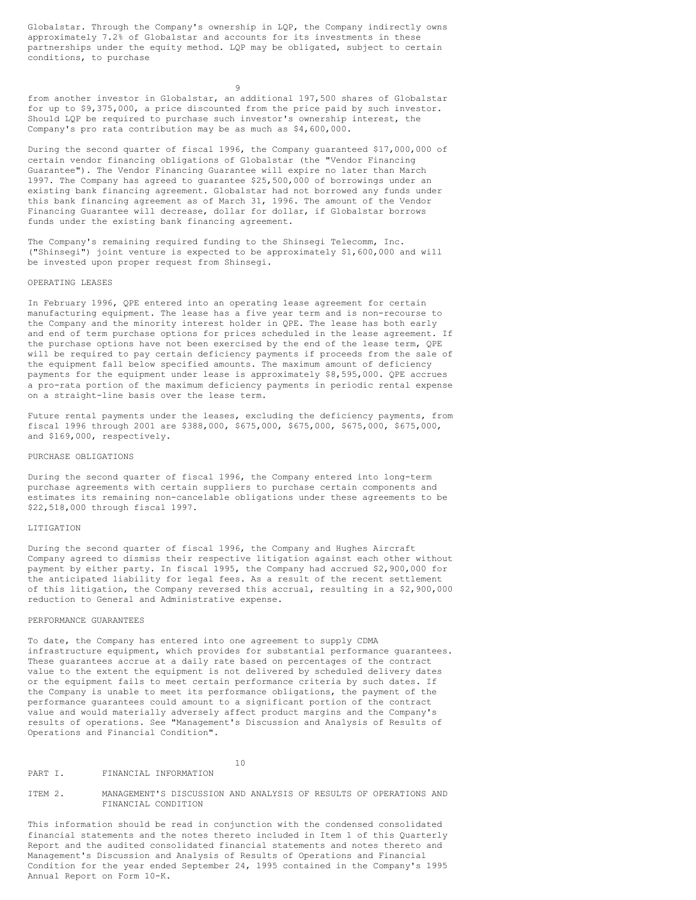Globalstar. Through the Company's ownership in LQP, the Company indirectly owns approximately 7.2% of Globalstar and accounts for its investments in these partnerships under the equity method. LQP may be obligated, subject to certain conditions, to purchase

from another investor in Globalstar, an additional 197,500 shares of Globalstar for up to $9,375,000, a price discounted from the price paid by such investor. Should LQP be required to purchase such investor's ownership interest, the Company's pro rata contribution may be as much as $4,600,000.

During the second quarter of fiscal 1996, the Company guaranteed $17,000,000 of certain vendor financing obligations of Globalstar (the "Vendor Financing Guarantee"). The Vendor Financing Guarantee will expire no later than March 1997. The Company has agreed to guarantee $25,500,000 of borrowings under an existing bank financing agreement. Globalstar had not borrowed any funds under this bank financing agreement as of March 31, 1996. The amount of the Vendor Financing Guarantee will decrease, dollar for dollar, if Globalstar borrows funds under the existing bank financing agreement.

The Company's remaining required funding to the Shinsegi Telecomm, Inc. ("Shinsegi") joint venture is expected to be approximately $1,600,000 and will be invested upon proper request from Shinsegi.

### OPERATING LEASES

In February 1996, QPE entered into an operating lease agreement for certain manufacturing equipment. The lease has a five year term and is non-recourse to the Company and the minority interest holder in QPE. The lease has both early and end of term purchase options for prices scheduled in the lease agreement. If the purchase options have not been exercised by the end of the lease term, QPE will be required to pay certain deficiency payments if proceeds from the sale of the equipment fall below specified amounts. The maximum amount of deficiency payments for the equipment under lease is approximately $8,595,000. QPE accrues a pro-rata portion of the maximum deficiency payments in periodic rental expense on a straight-line basis over the lease term.

Future rental payments under the leases, excluding the deficiency payments, from fiscal 1996 through 2001 are $388,000, $675,000, $675,000, $675,000, $675,000, and $169,000, respectively.

### PURCHASE OBLIGATIONS

During the second quarter of fiscal 1996, the Company entered into long-term purchase agreements with certain suppliers to purchase certain components and estimates its remaining non-cancelable obligations under these agreements to be $22,518,000 through fiscal 1997.

### LITIGATION

During the second quarter of fiscal 1996, the Company and Hughes Aircraft Company agreed to dismiss their respective litigation against each other without payment by either party. In fiscal 1995, the Company had accrued $2,900,000 for the anticipated liability for legal fees. As a result of the recent settlement of this litigation, the Company reversed this accrual, resulting in a $2,900,000 reduction to General and Administrative expense.

### PERFORMANCE GUARANTEES

To date, the Company has entered into one agreement to supply CDMA infrastructure equipment, which provides for substantial performance guarantees. These guarantees accrue at a daily rate based on percentages of the contract value to the extent the equipment is not delivered by scheduled delivery dates or the equipment fails to meet certain performance criteria by such dates. If the Company is unable to meet its performance obligations, the payment of the performance guarantees could amount to a significant portion of the contract value and would materially adversely affect product margins and the Company's results of operations. See "Management's Discussion and Analysis of Results of Operations and Financial Condition".

## PART I. FINANCIAL INFORMATION

## ITEM 2. MANAGEMENT'S DISCUSSION AND ANALYSIS OF RESULTS OF OPERATIONS AND FINANCIAL CONDITION

This information should be read in conjunction with the condensed consolidated financial statements and the notes thereto included in Item 1 of this Quarterly Report and the audited consolidated financial statements and notes thereto and Management's Discussion and Analysis of Results of Operations and Financial Condition for the year ended September 24, 1995 contained in the Company's 1995 Annual Report on Form 10-K.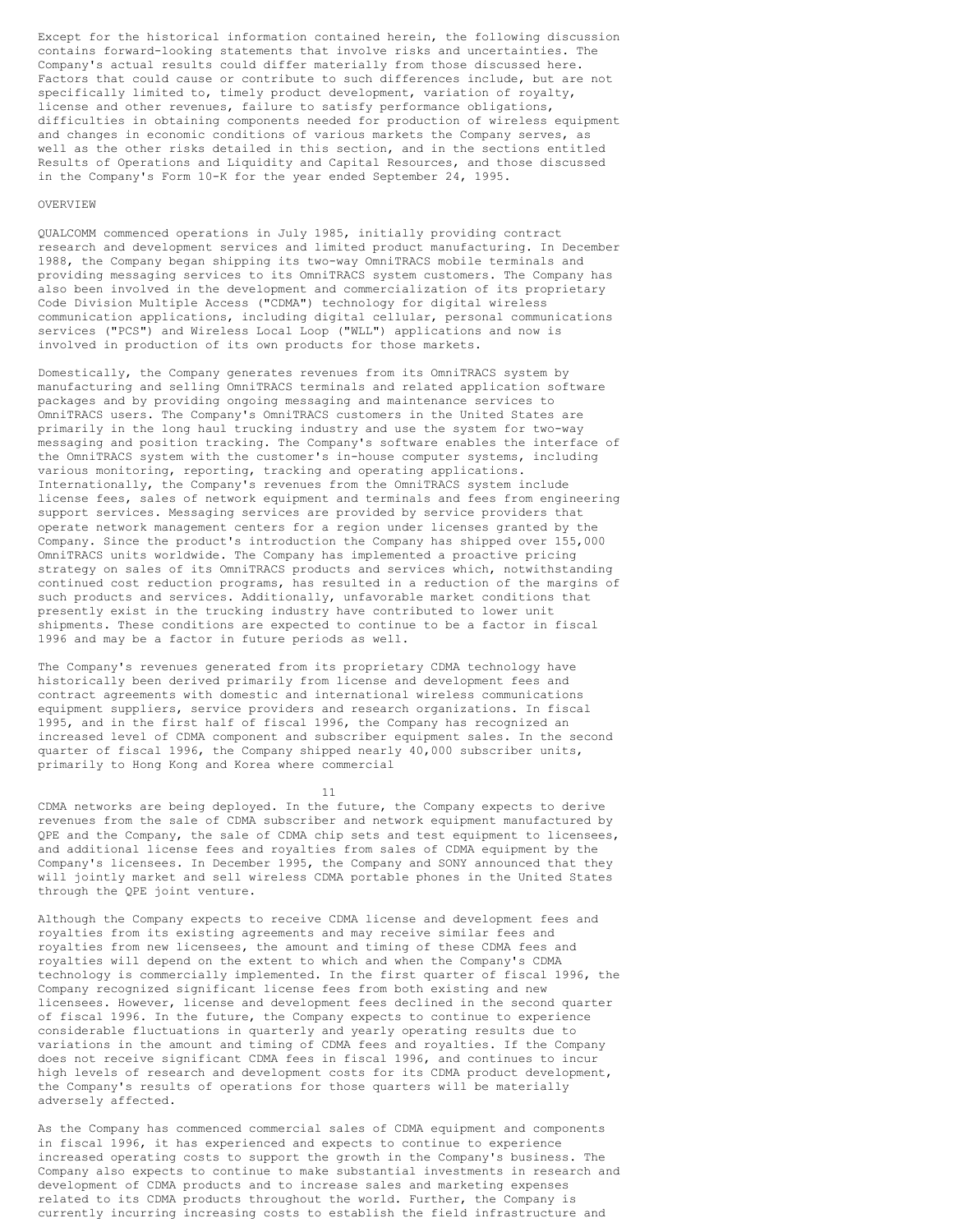Except for the historical information contained herein, the following discussion contains forward-looking statements that involve risks and uncertainties. The Company's actual results could differ materially from those discussed here. Factors that could cause or contribute to such differences include, but are not specifically limited to, timely product development, variation of royalty, license and other revenues, failure to satisfy performance obligations, difficulties in obtaining components needed for production of wireless equipment and changes in economic conditions of various markets the Company serves, as well as the other risks detailed in this section, and in the sections entitled Results of Operations and Liquidity and Capital Resources, and those discussed in the Company's Form 10-K for the year ended September 24, 1995.

## OVERVIEW

QUALCOMM commenced operations in July 1985, initially providing contract research and development services and limited product manufacturing. In December 1988, the Company began shipping its two-way OmniTRACS mobile terminals and providing messaging services to its OmniTRACS system customers. The Company has also been involved in the development and commercialization of its proprietary Code Division Multiple Access ("CDMA") technology for digital wireless communication applications, including digital cellular, personal communications services ("PCS") and Wireless Local Loop ("WLL") applications and now is involved in production of its own products for those markets.

Domestically, the Company generates revenues from its OmniTRACS system by manufacturing and selling OmniTRACS terminals and related application software packages and by providing ongoing messaging and maintenance services to OmniTRACS users. The Company's OmniTRACS customers in the United States are primarily in the long haul trucking industry and use the system for two-way messaging and position tracking. The Company's software enables the interface of the OmniTRACS system with the customer's in-house computer systems, including various monitoring, reporting, tracking and operating applications. Internationally, the Company's revenues from the OmniTRACS system include license fees, sales of network equipment and terminals and fees from engineering support services. Messaging services are provided by service providers that operate network management centers for a region under licenses granted by the Company. Since the product's introduction the Company has shipped over 155,000 OmniTRACS units worldwide. The Company has implemented a proactive pricing strategy on sales of its OmniTRACS products and services which, notwithstanding continued cost reduction programs, has resulted in a reduction of the margins of such products and services. Additionally, unfavorable market conditions that presently exist in the trucking industry have contributed to lower unit shipments. These conditions are expected to continue to be a factor in fiscal 1996 and may be a factor in future periods as well.

The Company's revenues generated from its proprietary CDMA technology have historically been derived primarily from license and development fees and contract agreements with domestic and international wireless communications equipment suppliers, service providers and research organizations. In fiscal 1995, and in the first half of fiscal 1996, the Company has recognized an increased level of CDMA component and subscriber equipment sales. In the second quarter of fiscal 1996, the Company shipped nearly 40,000 subscriber units, primarily to Hong Kong and Korea where commercial CDMA networks are being deployed. In the future, the Company expects to derive revenues from the sale of CDMA subscriber and network equipment manufactured by QPE and the Company, the sale of CDMA chip sets and test equipment to licensees, and additional license fees and royalties from sales of CDMA equipment by the Company's licensees. In December 1995, the Company and SONY announced that they will jointly market and sell wireless CDMA portable phones in the United States through the QPE joint venture.

Although the Company expects to receive CDMA license and development fees and royalties from its existing agreements and may receive similar fees and royalties from new licensees, the amount and timing of these CDMA fees and royalties will depend on the extent to which and when the Company's CDMA technology is commercially implemented. In the first quarter of fiscal 1996, the Company recognized significant license fees from both existing and new licensees. However, license and development fees declined in the second quarter of fiscal 1996. In the future, the Company expects to continue to experience considerable fluctuations in quarterly and yearly operating results due to variations in the amount and timing of CDMA fees and royalties. If the Company does not receive significant CDMA fees in fiscal 1996, and continues to incur high levels of research and development costs for its CDMA product development, the Company's results of operations for those quarters will be materially adversely affected.

As the Company has commenced commercial sales of CDMA equipment and components in fiscal 1996, it has experienced and expects to continue to experience increased operating costs to support the growth in the Company's business. The Company also expects to continue to make substantial investments in research and development of CDMA products and to increase sales and marketing expenses related to its CDMA products throughout the world. Further, the Company is currently incurring increasing costs to establish the field infrastructure and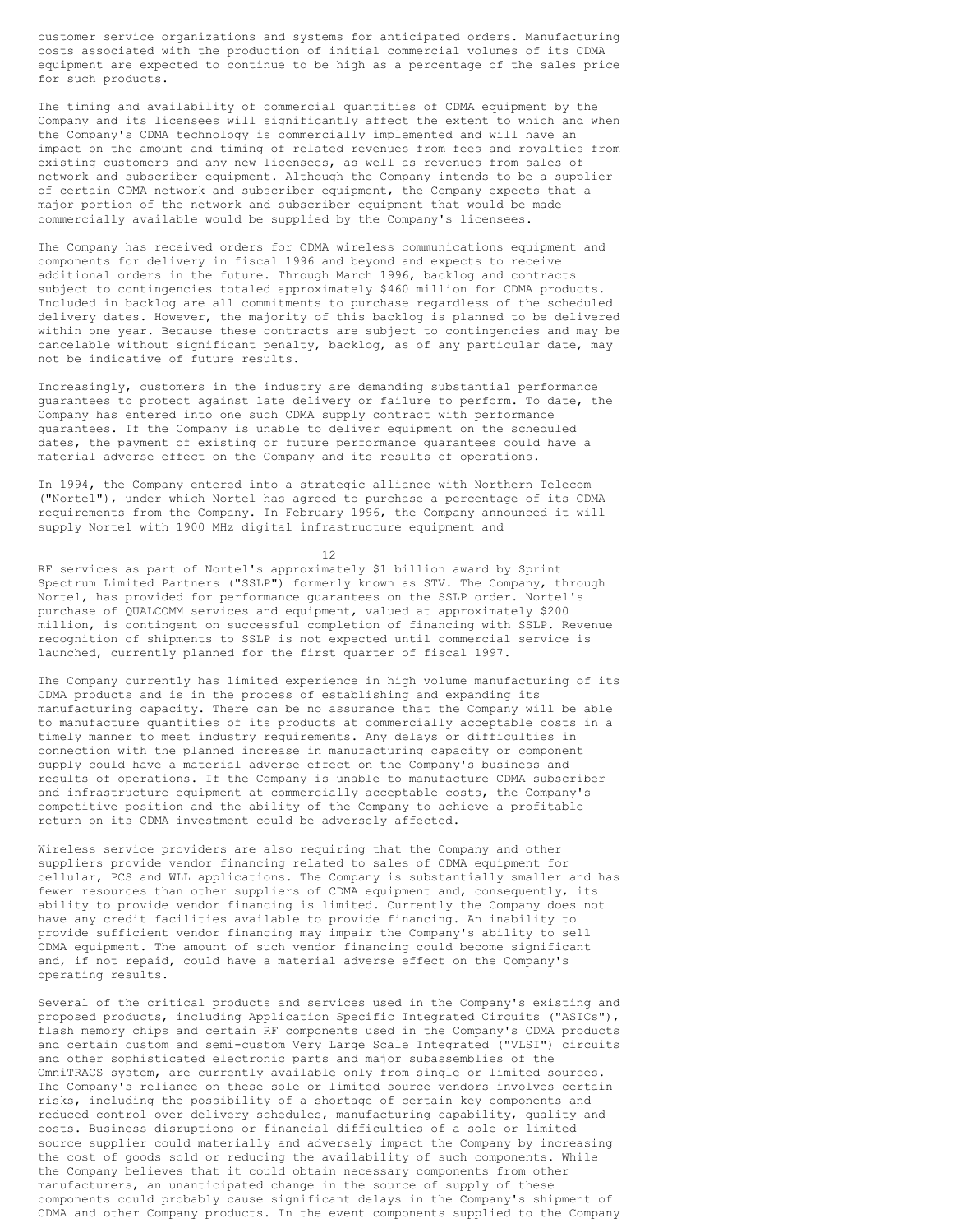customer service organizations and systems for anticipated orders. Manufacturing costs associated with the production of initial commercial volumes of its CDMA equipment are expected to continue to be high as a percentage of the sales price for such products.

The timing and availability of commercial quantities of CDMA equipment by the Company and its licensees will significantly affect the extent to which and when the Company's CDMA technology is commercially implemented and will have an impact on the amount and timing of related revenues from fees and royalties from existing customers and any new licensees, as well as revenues from sales of network and subscriber equipment. Although the Company intends to be a supplier of certain CDMA network and subscriber equipment, the Company expects that a major portion of the network and subscriber equipment that would be made commercially available would be supplied by the Company's licensees.

The Company has received orders for CDMA wireless communications equipment and components for delivery in fiscal 1996 and beyond and expects to receive additional orders in the future. Through March 1996, backlog and contracts subject to contingencies totaled approximately $460 million for CDMA products. Included in backlog are all commitments to purchase regardless of the scheduled delivery dates. However, the majority of this backlog is planned to be delivered within one year. Because these contracts are subject to contingencies and may be cancelable without significant penalty, backlog, as of any particular date, may not be indicative of future results.

Increasingly, customers in the industry are demanding substantial performance guarantees to protect against late delivery or failure to perform. To date, the Company has entered into one such CDMA supply contract with performance guarantees. If the Company is unable to deliver equipment on the scheduled dates, the payment of existing or future performance guarantees could have a material adverse effect on the Company and its results of operations.

In 1994, the Company entered into a strategic alliance with Northern Telecom ("Nortel"), under which Nortel has agreed to purchase a percentage of its CDMA requirements from the Company. In February 1996, the Company announced it will supply Nortel with 1900 MHz digital infrastructure equipment and RF services as part of Nortel's approximately $1 billion award by Sprint Spectrum Limited Partners ("SSLP") formerly known as STV. The Company, through Nortel, has provided for performance guarantees on the SSLP order. Nortel's purchase of QUALCOMM services and equipment, valued at approximately $200 million, is contingent on successful completion of financing with SSLP. Revenue recognition of shipments to SSLP is not expected until commercial service is launched, currently planned for the first quarter of fiscal 1997.

The Company currently has limited experience in high volume manufacturing of its CDMA products and is in the process of establishing and expanding its manufacturing capacity. There can be no assurance that the Company will be able to manufacture quantities of its products at commercially acceptable costs in a timely manner to meet industry requirements. Any delays or difficulties in connection with the planned increase in manufacturing capacity or component supply could have a material adverse effect on the Company's business and results of operations. If the Company is unable to manufacture CDMA subscriber and infrastructure equipment at commercially acceptable costs, the Company's competitive position and the ability of the Company to achieve a profitable return on its CDMA investment could be adversely affected.

Wireless service providers are also requiring that the Company and other suppliers provide vendor financing related to sales of CDMA equipment for cellular, PCS and WLL applications. The Company is substantially smaller and has fewer resources than other suppliers of CDMA equipment and, consequently, its ability to provide vendor financing is limited. Currently the Company does not have any credit facilities available to provide financing. An inability to provide sufficient vendor financing may impair the Company's ability to sell CDMA equipment. The amount of such vendor financing could become significant and, if not repaid, could have a material adverse effect on the Company's operating results.

Several of the critical products and services used in the Company's existing and proposed products, including Application Specific Integrated Circuits ("ASICs"), flash memory chips and certain RF components used in the Company's CDMA products and certain custom and semi-custom Very Large Scale Integrated ("VLSI") circuits and other sophisticated electronic parts and major subassemblies of the OmniTRACS system, are currently available only from single or limited sources. The Company's reliance on these sole or limited source vendors involves certain risks, including the possibility of a shortage of certain key components and reduced control over delivery schedules, manufacturing capability, quality and costs. Business disruptions or financial difficulties of a sole or limited source supplier could materially and adversely impact the Company by increasing the cost of goods sold or reducing the availability of such components. While the Company believes that it could obtain necessary components from other manufacturers, an unanticipated change in the source of supply of these components could probably cause significant delays in the Company's shipment of CDMA and other Company products. In the event components supplied to the Company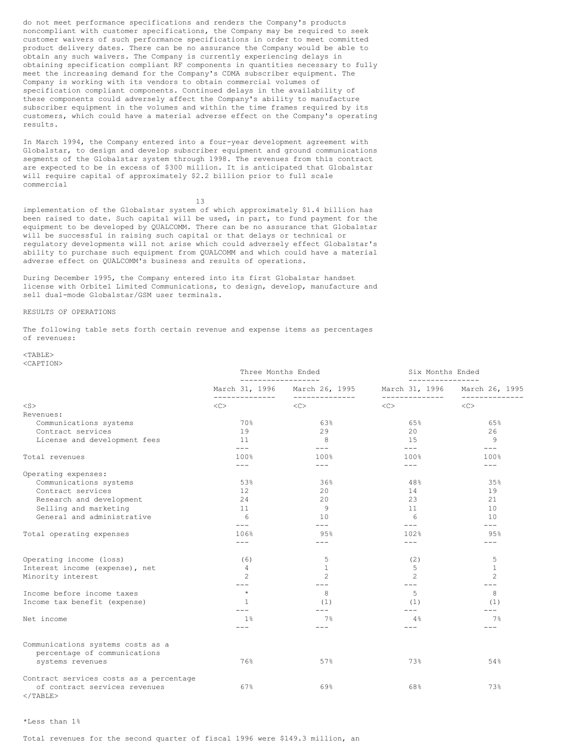do not meet performance specifications and renders the Company's products noncompliant with customer specifications, the Company may be required to seek customer waivers of such performance specifications in order to meet committed product delivery dates. There can be no assurance the Company would be able to obtain any such waivers. The Company is currently experiencing delays in obtaining specification compliant RF components in quantities necessary to fully meet the increasing demand for the Company's CDMA subscriber equipment. The Company is working with its vendors to obtain commercial volumes of specification compliant components. Continued delays in the availability of these components could adversely affect the Company's ability to manufacture subscriber equipment in the volumes and within the time frames required by its customers, which could have a material adverse effect on the Company's operating results.

In March 1994, the Company entered into a four-year development agreement with Globalstar, to design and develop subscriber equipment and ground communications segments of the Globalstar system through 1998. The revenues from this contract are expected to be in excess of $300 million. It is anticipated that Globalstar will require capital of approximately $2.2 billion prior to full scale commercial implementation of the Globalstar system of which approximately $1.4 billion has been raised to date. Such capital will be used, in part, to fund payment for the equipment to be developed by QUALCOMM. There can be no assurance that Globalstar will be successful in raising such capital or that delays or technical or regulatory developments will not arise which could adversely effect Globalstar's ability to purchase such equipment from QUALCOMM and which could have a material adverse effect on QUALCOMM's business and results of operations.

During December 1995, the Company entered into its first Globalstar handset license with Orbitel Limited Communications, to design, develop, manufacture and sell dual-mode Globalstar/GSM user terminals.

RESULTS OF OPERATIONS

The following table sets forth certain revenue and expense items as percentages of revenues:

| | Three Months Ended | | Six Months Ended | |
|---|---|---|---|---|
| | March 31, 1996 | March 26, 1995 | March 31, 1996 | March 26, 1995 |
| Revenues: | | | | |
| Communications systems | 70% | 63% | 65% | 65% |
| Contract services | 19 | 29 | 20 | 26 |
| License and development fees | 11 | 8 | 15 | 9 |
| Total revenues | 100% | 100% | 100% | 100% |
| Operating expenses: | | | | |
| Communications systems | 53% | 36% | 48% | 35% |
| Contract services | 12 | 20 | 14 | 19 |
| Research and development | 24 | 20 | 23 | 21 |
| Selling and marketing | 11 | 9 | 11 | 10 |
| General and administrative | 6 | 10 | 6 | 10 |
| Total operating expenses | 106% | 95% | 102% | 95% |
| Operating income (loss) | (6) | 5 | (2) | 5 |
| Interest income (expense), net | 4 | 1 | 5 | 1 |
| Minority interest | 2 | 2 | 2 | 2 |
| Income before income taxes | * | 8 | 5 | 8 |
| Income tax benefit (expense) | 1 | (1) | (1) | (1) |
| Net income | 1% | 7% | 4% | 7% |
| Communications systems costs as a percentage of communications systems revenues | 76% | 57% | 73% | 54% |
| Contract services costs as a percentage of contract services revenues | 67% | 69% | 68% | 73% |

*Less than 1%

Total revenues for the second quarter of fiscal 1996 were $149.3 million, an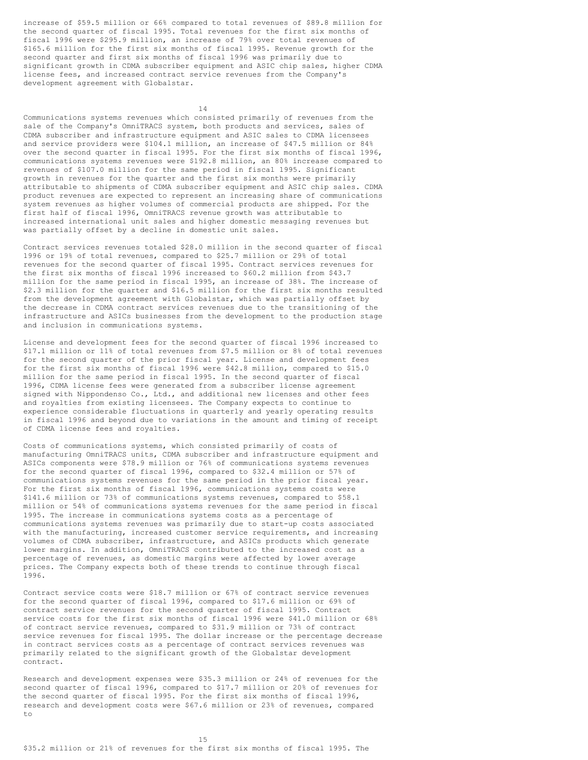increase of $59.5 million or 66% compared to total revenues of $89.8 million for the second quarter of fiscal 1995. Total revenues for the first six months of fiscal 1996 were $295.9 million, an increase of 79% over total revenues of $165.6 million for the first six months of fiscal 1995. Revenue growth for the second quarter and first six months of fiscal 1996 was primarily due to significant growth in CDMA subscriber equipment and ASIC chip sales, higher CDMA license fees, and increased contract service revenues from the Company's development agreement with Globalstar.

Communications systems revenues which consisted primarily of revenues from the sale of the Company's OmniTRACS system, both products and services, sales of CDMA subscriber and infrastructure equipment and ASIC sales to CDMA licensees and service providers were $104.1 million, an increase of $47.5 million or 84% over the second quarter in fiscal 1995. For the first six months of fiscal 1996, communications systems revenues were $192.8 million, an 80% increase compared to revenues of $107.0 million for the same period in fiscal 1995. Significant growth in revenues for the quarter and the first six months were primarily attributable to shipments of CDMA subscriber equipment and ASIC chip sales. CDMA product revenues are expected to represent an increasing share of communications system revenues as higher volumes of commercial products are shipped. For the first half of fiscal 1996, OmniTRACS revenue growth was attributable to increased international unit sales and higher domestic messaging revenues but was partially offset by a decline in domestic unit sales.

Contract services revenues totaled $28.0 million in the second quarter of fiscal 1996 or 19% of total revenues, compared to $25.7 million or 29% of total revenues for the second quarter of fiscal 1995. Contract services revenues for the first six months of fiscal 1996 increased to $60.2 million from $43.7 million for the same period in fiscal 1995, an increase of 38%. The increase of $2.3 million for the quarter and $16.5 million for the first six months resulted from the development agreement with Globalstar, which was partially offset by the decrease in CDMA contract services revenues due to the transitioning of the infrastructure and ASICs businesses from the development to the production stage and inclusion in communications systems.

License and development fees for the second quarter of fiscal 1996 increased to $17.1 million or 11% of total revenues from $7.5 million or 8% of total revenues for the second quarter of the prior fiscal year. License and development fees for the first six months of fiscal 1996 were $42.8 million, compared to $15.0 million for the same period in fiscal 1995. In the second quarter of fiscal 1996, CDMA license fees were generated from a subscriber license agreement signed with Nippondenso Co., Ltd., and additional new licenses and other fees and royalties from existing licensees. The Company expects to continue to experience considerable fluctuations in quarterly and yearly operating results in fiscal 1996 and beyond due to variations in the amount and timing of receipt of CDMA license fees and royalties.

Costs of communications systems, which consisted primarily of costs of manufacturing OmniTRACS units, CDMA subscriber and infrastructure equipment and ASICs components were $78.9 million or 76% of communications systems revenues for the second quarter of fiscal 1996, compared to $32.4 million or 57% of communications systems revenues for the same period in the prior fiscal year. For the first six months of fiscal 1996, communications systems costs were $141.6 million or 73% of communications systems revenues, compared to $58.1 million or 54% of communications systems revenues for the same period in fiscal 1995. The increase in communications systems costs as a percentage of communications systems revenues was primarily due to start-up costs associated with the manufacturing, increased customer service requirements, and increasing volumes of CDMA subscriber, infrastructure, and ASICs products which generate lower margins. In addition, OmniTRACS contributed to the increased cost as a percentage of revenues, as domestic margins were affected by lower average prices. The Company expects both of these trends to continue through fiscal 1996.

Contract service costs were $18.7 million or 67% of contract service revenues for the second quarter of fiscal 1996, compared to $17.6 million or 69% of contract service revenues for the second quarter of fiscal 1995. Contract service costs for the first six months of fiscal 1996 were $41.0 million or 68% of contract service revenues, compared to $31.9 million or 73% of contract service revenues for fiscal 1995. The dollar increase or the percentage decrease in contract services costs as a percentage of contract services revenues was primarily related to the significant growth of the Globalstar development contract.

Research and development expenses were $35.3 million or 24% of revenues for the second quarter of fiscal 1996, compared to $17.7 million or 20% of revenues for the second quarter of fiscal 1995. For the first six months of fiscal 1996, research and development costs were $67.6 million or 23% of revenues, compared to $35.2 million or 21% of revenues for the first six months of fiscal 1995. The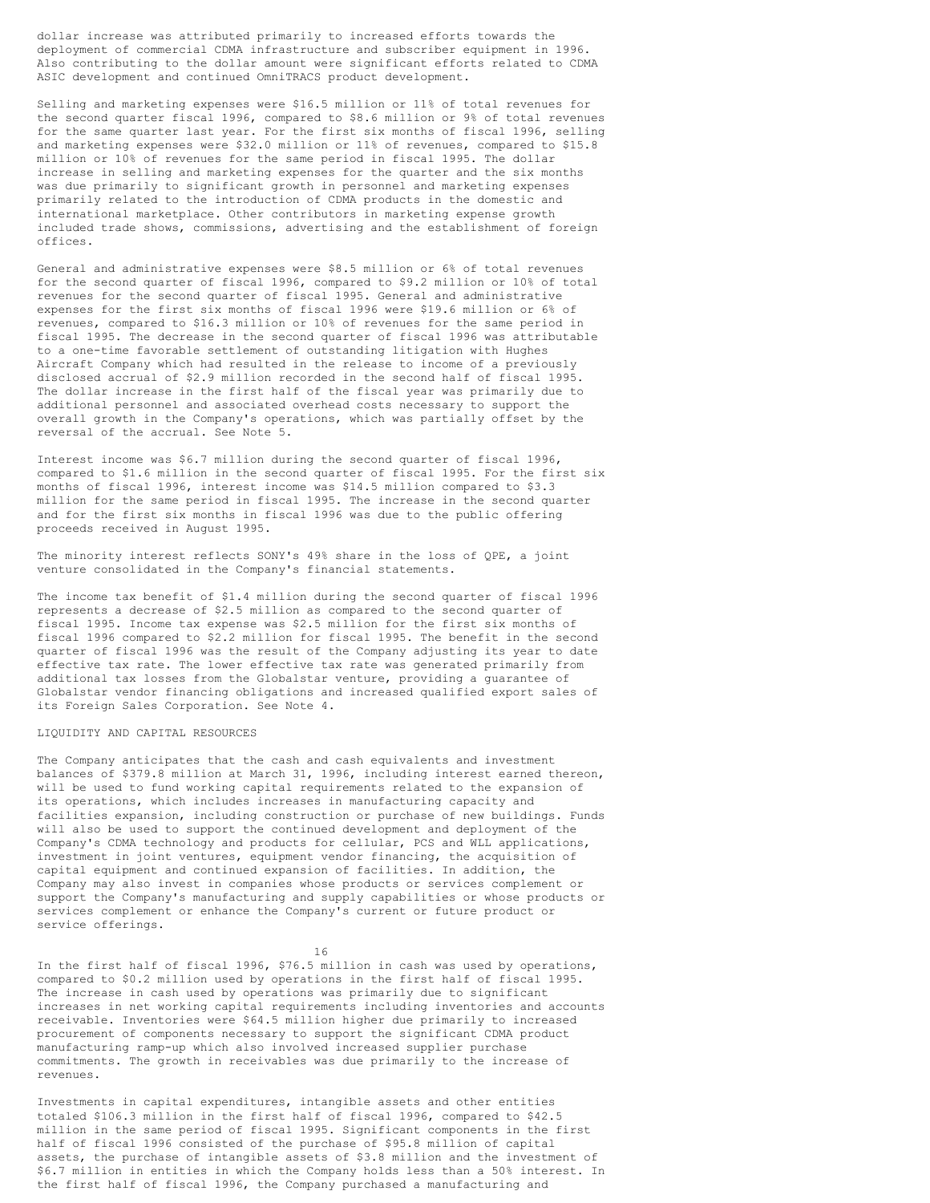dollar increase was attributed primarily to increased efforts towards the deployment of commercial CDMA infrastructure and subscriber equipment in 1996. Also contributing to the dollar amount were significant efforts related to CDMA ASIC development and continued OmniTRACS product development.

Selling and marketing expenses were $16.5 million or 11% of total revenues for the second quarter fiscal 1996, compared to $8.6 million or 9% of total revenues for the same quarter last year. For the first six months of fiscal 1996, selling and marketing expenses were $32.0 million or 11% of revenues, compared to $15.8 million or 10% of revenues for the same period in fiscal 1995. The dollar increase in selling and marketing expenses for the quarter and the six months was due primarily to significant growth in personnel and marketing expenses primarily related to the introduction of CDMA products in the domestic and international marketplace. Other contributors in marketing expense growth included trade shows, commissions, advertising and the establishment of foreign offices.

General and administrative expenses were $8.5 million or 6% of total revenues for the second quarter of fiscal 1996, compared to $9.2 million or 10% of total revenues for the second quarter of fiscal 1995. General and administrative expenses for the first six months of fiscal 1996 were $19.6 million or 6% of revenues, compared to $16.3 million or 10% of revenues for the same period in fiscal 1995. The decrease in the second quarter of fiscal 1996 was attributable to a one-time favorable settlement of outstanding litigation with Hughes Aircraft Company which had resulted in the release to income of a previously disclosed accrual of $2.9 million recorded in the second half of fiscal 1995. The dollar increase in the first half of the fiscal year was primarily due to additional personnel and associated overhead costs necessary to support the overall growth in the Company's operations, which was partially offset by the reversal of the accrual. See Note 5.

Interest income was $6.7 million during the second quarter of fiscal 1996, compared to $1.6 million in the second quarter of fiscal 1995. For the first six months of fiscal 1996, interest income was $14.5 million compared to $3.3 million for the same period in fiscal 1995. The increase in the second quarter and for the first six months in fiscal 1996 was due to the public offering proceeds received in August 1995.

The minority interest reflects SONY's 49% share in the loss of QPE, a joint venture consolidated in the Company's financial statements.

The income tax benefit of $1.4 million during the second quarter of fiscal 1996 represents a decrease of $2.5 million as compared to the second quarter of fiscal 1995. Income tax expense was $2.5 million for the first six months of fiscal 1996 compared to $2.2 million for fiscal 1995. The benefit in the second quarter of fiscal 1996 was the result of the Company adjusting its year to date effective tax rate. The lower effective tax rate was generated primarily from additional tax losses from the Globalstar venture, providing a guarantee of Globalstar vendor financing obligations and increased qualified export sales of its Foreign Sales Corporation. See Note 4.

## LIQUIDITY AND CAPITAL RESOURCES

The Company anticipates that the cash and cash equivalents and investment balances of $379.8 million at March 31, 1996, including interest earned thereon, will be used to fund working capital requirements related to the expansion of its operations, which includes increases in manufacturing capacity and facilities expansion, including construction or purchase of new buildings. Funds will also be used to support the continued development and deployment of the Company's CDMA technology and products for cellular, PCS and WLL applications, investment in joint ventures, equipment vendor financing, the acquisition of capital equipment and continued expansion of facilities. In addition, the Company may also invest in companies whose products or services complement or support the Company's manufacturing and supply capabilities or whose products or services complement or enhance the Company's current or future product or service offerings.

In the first half of fiscal 1996, $76.5 million in cash was used by operations, compared to $0.2 million used by operations in the first half of fiscal 1995. The increase in cash used by operations was primarily due to significant increases in net working capital requirements including inventories and accounts receivable. Inventories were $64.5 million higher due primarily to increased procurement of components necessary to support the significant CDMA product manufacturing ramp-up which also involved increased supplier purchase commitments. The growth in receivables was due primarily to the increase of revenues.

Investments in capital expenditures, intangible assets and other entities totaled $106.3 million in the first half of fiscal 1996, compared to $42.5 million in the same period of fiscal 1995. Significant components in the first half of fiscal 1996 consisted of the purchase of $95.8 million of capital assets, the purchase of intangible assets of $3.8 million and the investment of $6.7 million in entities in which the Company holds less than a 50% interest. In the first half of fiscal 1996, the Company purchased a manufacturing and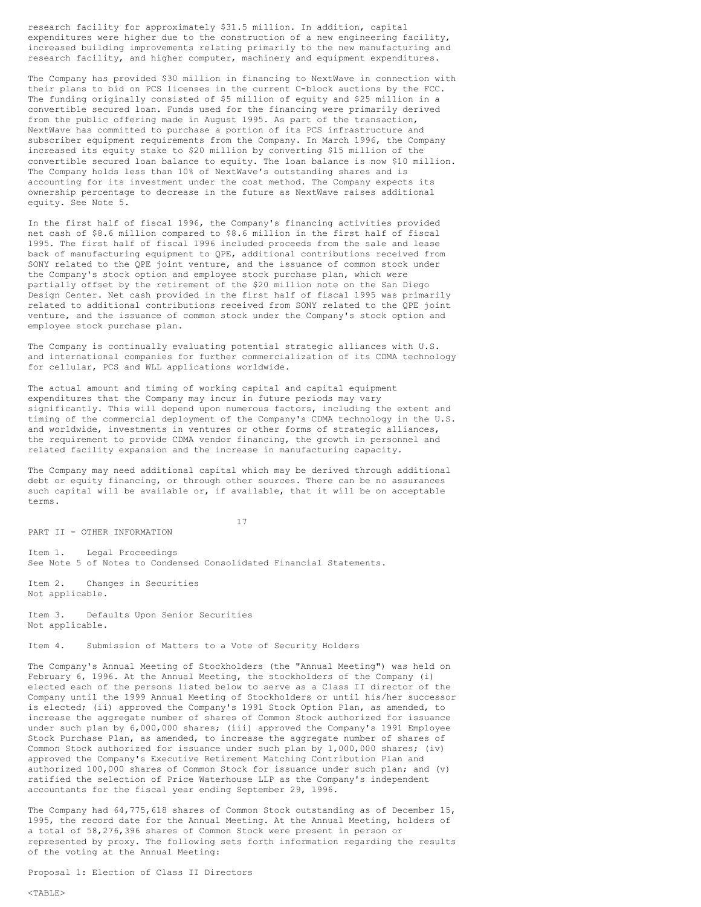research facility for approximately $31.5 million. In addition, capital expenditures were higher due to the construction of a new engineering facility, increased building improvements relating primarily to the new manufacturing and research facility, and higher computer, machinery and equipment expenditures.

The Company has provided $30 million in financing to NextWave in connection with their plans to bid on PCS licenses in the current C-block auctions by the FCC. The funding originally consisted of $5 million of equity and $25 million in a convertible secured loan. Funds used for the financing were primarily derived from the public offering made in August 1995. As part of the transaction, NextWave has committed to purchase a portion of its PCS infrastructure and subscriber equipment requirements from the Company. In March 1996, the Company increased its equity stake to $20 million by converting $15 million of the convertible secured loan balance to equity. The loan balance is now $10 million. The Company holds less than 10% of NextWave's outstanding shares and is accounting for its investment under the cost method. The Company expects its ownership percentage to decrease in the future as NextWave raises additional equity. See Note 5.

In the first half of fiscal 1996, the Company's financing activities provided net cash of $8.6 million compared to $8.6 million in the first half of fiscal 1995. The first half of fiscal 1996 included proceeds from the sale and lease back of manufacturing equipment to QPE, additional contributions received from SONY related to the QPE joint venture, and the issuance of common stock under the Company's stock option and employee stock purchase plan, which were partially offset by the retirement of the $20 million note on the San Diego Design Center. Net cash provided in the first half of fiscal 1995 was primarily related to additional contributions received from SONY related to the QPE joint venture, and the issuance of common stock under the Company's stock option and employee stock purchase plan.

The Company is continually evaluating potential strategic alliances with U.S. and international companies for further commercialization of its CDMA technology for cellular, PCS and WLL applications worldwide.

The actual amount and timing of working capital and capital equipment expenditures that the Company may incur in future periods may vary significantly. This will depend upon numerous factors, including the extent and timing of the commercial deployment of the Company's CDMA technology in the U.S. and worldwide, investments in ventures or other forms of strategic alliances, the requirement to provide CDMA vendor financing, the growth in personnel and related facility expansion and the increase in manufacturing capacity.

The Company may need additional capital which may be derived through additional debt or equity financing, or through other sources. There can be no assurances such capital will be available or, if available, that it will be on acceptable terms.

## PART II - OTHER INFORMATION

Item 1. Legal Proceedings
See Note 5 of Notes to Condensed Consolidated Financial Statements.

Item 2. Changes in Securities
Not applicable.

Item 3. Defaults Upon Senior Securities
Not applicable.

Item 4. Submission of Matters to a Vote of Security Holders

The Company's Annual Meeting of Stockholders (the "Annual Meeting") was held on February 6, 1996. At the Annual Meeting, the stockholders of the Company (i) elected each of the persons listed below to serve as a Class II director of the Company until the 1999 Annual Meeting of Stockholders or until his/her successor is elected; (ii) approved the Company's 1991 Stock Option Plan, as amended, to increase the aggregate number of shares of Common Stock authorized for issuance under such plan by 6,000,000 shares; (iii) approved the Company's 1991 Employee Stock Purchase Plan, as amended, to increase the aggregate number of shares of Common Stock authorized for issuance under such plan by 1,000,000 shares; (iv) approved the Company's Executive Retirement Matching Contribution Plan and authorized 100,000 shares of Common Stock for issuance under such plan; and (v) ratified the selection of Price Waterhouse LLP as the Company's independent accountants for the fiscal year ending September 29, 1996.

The Company had 64,775,618 shares of Common Stock outstanding as of December 15, 1995, the record date for the Annual Meeting. At the Annual Meeting, holders of a total of 58,276,396 shares of Common Stock were present in person or represented by proxy. The following sets forth information regarding the results of the voting at the Annual Meeting:

Proposal 1: Election of Class II Directors

<TABLE>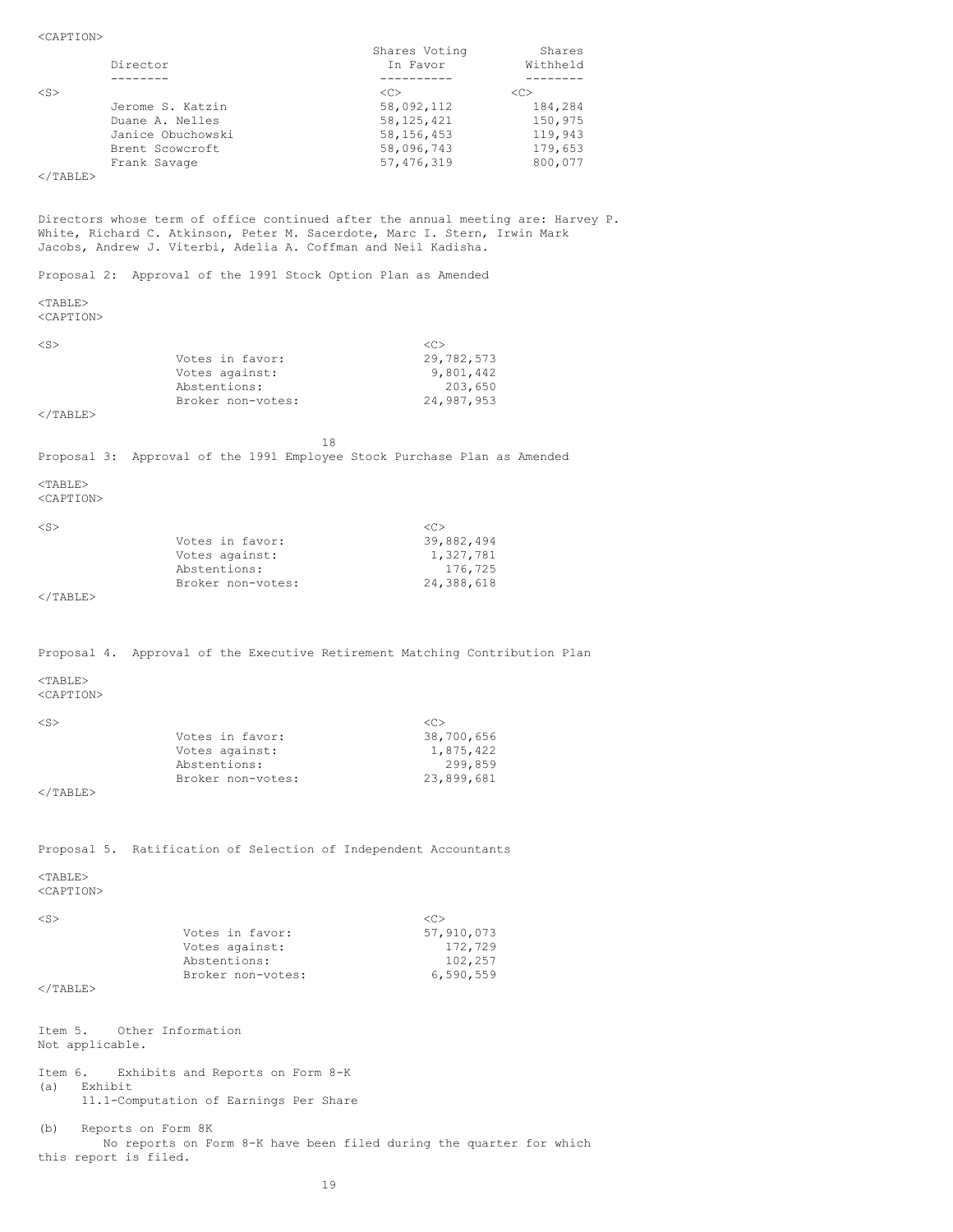| Director | Shares Voting In Favor | Shares Withheld |
|---|---|---|
| Jerome S. Katzin | 58,092,112 | 184,284 |
| Duane A. Nelles | 58,125,421 | 150,975 |
| Janice Obuchowski | 58,156,453 | 119,943 |
| Brent Scowcroft | 58,096,743 | 179,653 |
| Frank Savage | 57,476,319 | 800,077 |

Directors whose term of office continued after the annual meeting are: Harvey P. White, Richard C. Atkinson, Peter M. Sacerdote, Marc I. Stern, Irwin Mark Jacobs, Andrew J. Viterbi, Adelia A. Coffman and Neil Kadisha.

Proposal 2: Approval of the 1991 Stock Option Plan as Amended

| | |
|---|---|
| Votes in favor: | 29,782,573 |
| Votes against: | 9,801,442 |
| Abstentions: | 203,650 |
| Broker non-votes: | 24,987,953 |

Proposal 3: Approval of the 1991 Employee Stock Purchase Plan as Amended

| | |
|---|---|
| Votes in favor: | 39,882,494 |
| Votes against: | 1,327,781 |
| Abstentions: | 176,725 |
| Broker non-votes: | 24,388,618 |

Proposal 4. Approval of the Executive Retirement Matching Contribution Plan

| | |
|---|---|
| Votes in favor: | 38,700,656 |
| Votes against: | 1,875,422 |
| Abstentions: | 299,859 |
| Broker non-votes: | 23,899,681 |

Proposal 5. Ratification of Selection of Independent Accountants

| | |
|---|---|
| Votes in favor: | 57,910,073 |
| Votes against: | 172,729 |
| Abstentions: | 102,257 |
| Broker non-votes: | 6,590,559 |

Item 5. Other Information
Not applicable.

Item 6. Exhibits and Reports on Form 8-K

(a) Exhibit
11.1-Computation of Earnings Per Share

(b) Reports on Form 8K
No reports on Form 8-K have been filed during the quarter for which this report is filed.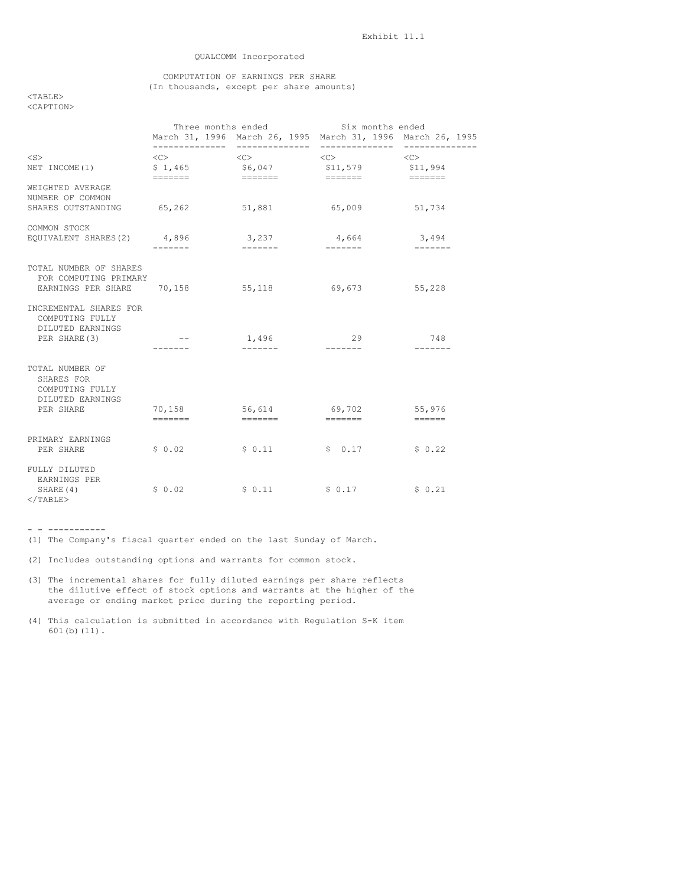Exhibit 11.1

QUALCOMM Incorporated

COMPUTATION OF EARNINGS PER SHARE
(In thousands, except per share amounts)

| | Three months ended | | Six months ended | |
|---|---|---|---|---|
| | March 31, 1996 | March 26, 1995 | March 31, 1996 | March 26, 1995 |
| NET INCOME(1) | $ 1,465 | $6,047 | $11,579 | $11,994 |
| WEIGHTED AVERAGE NUMBER OF COMMON SHARES OUTSTANDING | 65,262 | 51,881 | 65,009 | 51,734 |
| COMMON STOCK EQUIVALENT SHARES(2) | 4,896 | 3,237 | 4,664 | 3,494 |
| TOTAL NUMBER OF SHARES FOR COMPUTING PRIMARY EARNINGS PER SHARE | 70,158 | 55,118 | 69,673 | 55,228 |
| INCREMENTAL SHARES FOR COMPUTING FULLY DILUTED EARNINGS PER SHARE(3) | -- | 1,496 | 29 | 748 |
| TOTAL NUMBER OF SHARES FOR COMPUTING FULLY DILUTED EARNINGS PER SHARE | 70,158 | 56,614 | 69,702 | 55,976 |
| PRIMARY EARNINGS PER SHARE | $ 0.02 | $ 0.11 | $ 0.17 | $ 0.22 |
| FULLY DILUTED EARNINGS PER SHARE(4) | $ 0.02 | $ 0.11 | $ 0.17 | $ 0.21 |

- - -----------

(1) The Company's fiscal quarter ended on the last Sunday of March.

(2) Includes outstanding options and warrants for common stock.

(3) The incremental shares for fully diluted earnings per share reflects the dilutive effect of stock options and warrants at the higher of the average or ending market price during the reporting period.

(4) This calculation is submitted in accordance with Regulation S-K item 601(b)(11).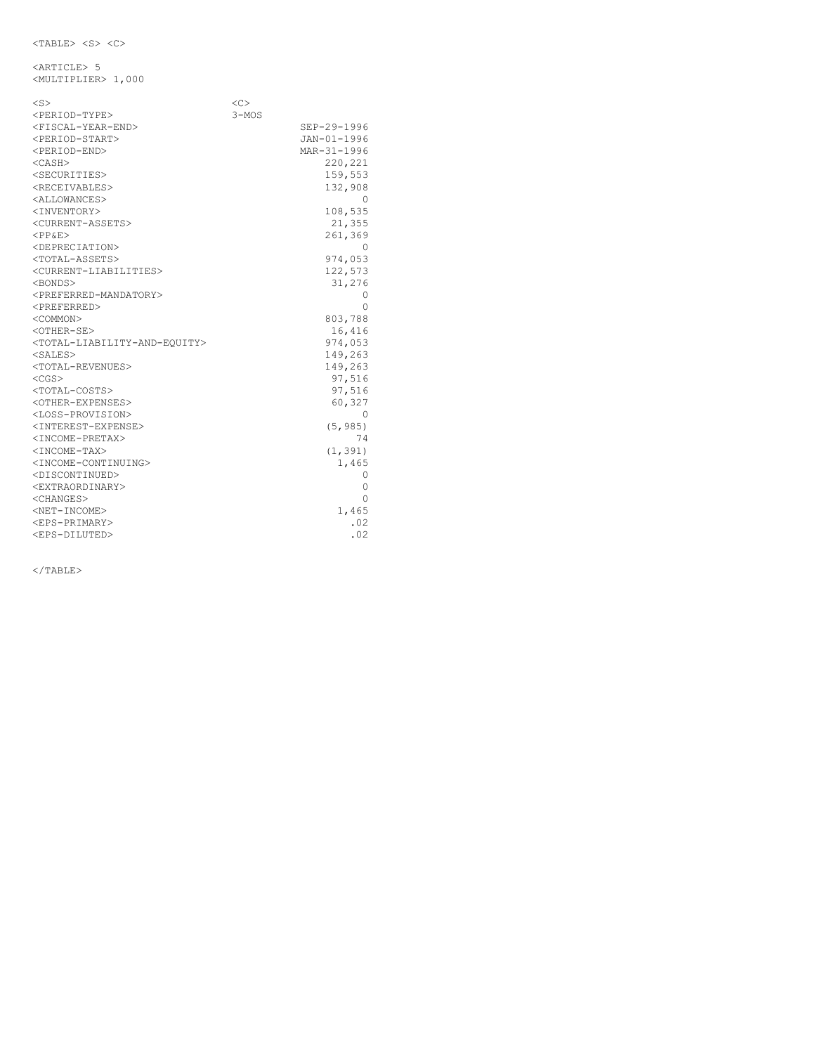```
<TABLE> <S> <C>

<ARTICLE> 5
<MULTIPLIER> 1,000

<S>                             <C>
<PERIOD-TYPE>                   3-MOS
<FISCAL-YEAR-END>                          SEP-29-1996
<PERIOD-START>                             JAN-01-1996
<PERIOD-END>                               MAR-31-1996
<CASH>                                         220,221
<SECURITIES>                                   159,553
<RECEIVABLES>                                  132,908
<ALLOWANCES>                                         0
<INVENTORY>                                    108,535
<CURRENT-ASSETS>                                21,355
<PP&E>                                         261,369
<DEPRECIATION>                                       0
<TOTAL-ASSETS>                                 974,053
<CURRENT-LIABILITIES>                          122,573
<BONDS>                                         31,276
<PREFERRED-MANDATORY>                                0
<PREFERRED>                                          0
<COMMON>                                       803,788
<OTHER-SE>                                      16,416
<TOTAL-LIABILITY-AND-EQUITY>                   974,053
<SALES>                                        149,263
<TOTAL-REVENUES>                               149,263
<CGS>                                           97,516
<TOTAL-COSTS>                                   97,516
<OTHER-EXPENSES>                                60,327
<LOSS-PROVISION>                                     0
<INTEREST-EXPENSE>                             (5,985)
<INCOME-PRETAX>                                     74
<INCOME-TAX>                                   (1,391)
<INCOME-CONTINUING>                              1,465
<DISCONTINUED>                                       0
<EXTRAORDINARY>                                      0
<CHANGES>                                            0
<NET-INCOME>                                     1,465
<EPS-PRIMARY>                                      .02
<EPS-DILUTED>                                      .02

</TABLE>
```